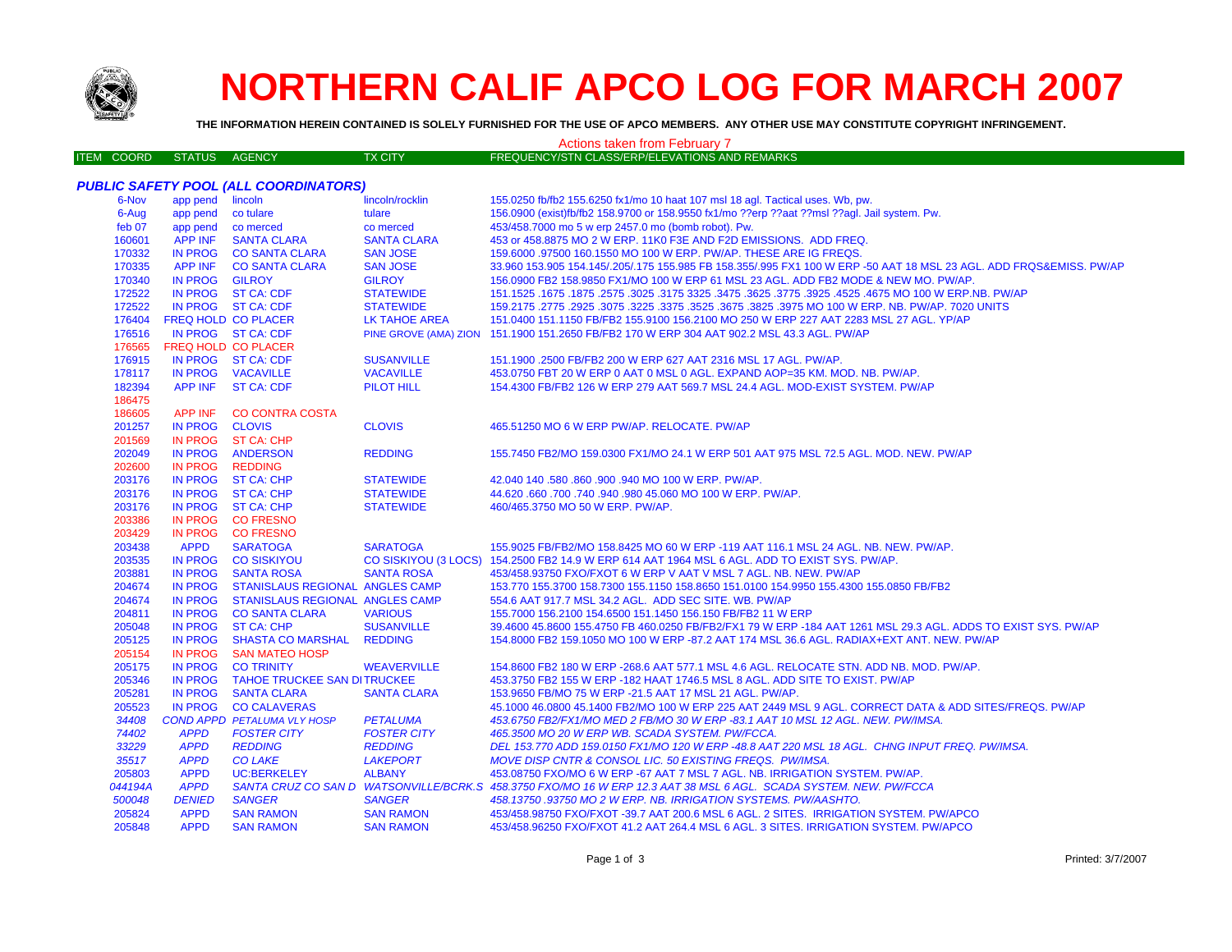# NORTHERN CALIF APCO LOG FOR MARCH 2007

**THE INFORMATION HEREIN CONTAINED IS SOLELY FURNISHED FOR THE USE OF APCO MEMBERS. ANY OTHER USE MAY CONSTITUTE COPYRIGHT INFRINGEMENT.**

Actions taken from February 7

| ITEM COORD | STATUS | AGENCY | TX CITY | FREQUENCY/STN CLASS/ERP/ELEVATIONS AND REMARKS |
|---|---|---|---|---|
| ***PUBLIC SAFETY POOL (ALL COORDINATORS)*** | | | | |
| 6-Nov | app pend | lincoln | lincoln/rocklin | 155.0250 fb/fb2 155.6250 fx1/mo 10 haat 107 msl 18 agl. Tactical uses. Wb, pw. |
| 6-Aug | app pend | co tulare | tulare | 156.0900 (exist)fb/fb2 158.9700 or 158.9550 fx1/mo ??erp ??aat ??msl ??agl. Jail system. Pw. |
| feb 07 | app pend | co merced | co merced | 453/458.7000 mo 5 w erp 2457.0 mo (bomb robot). Pw. |
| 160601 | APP INF | SANTA CLARA | SANTA CLARA | 453 or 458.8875 MO 2 W ERP. 11K0 F3E AND F2D EMISSIONS. ADD FREQ. |
| 170332 | IN PROG | CO SANTA CLARA | SAN JOSE | 159.6000 .97500 160.1550 MO 100 W ERP. PW/AP. THESE ARE IG FREQS. |
| 170335 | APP INF | CO SANTA CLARA | SAN JOSE | 33.960 153.905 154.145/.205/.175 155.985 FB 158.355/.995 FX1 100 W ERP -50 AAT 18 MSL 23 AGL. ADD FRQS&EMISS. PW/AP |
| 170340 | IN PROG | GILROY | GILROY | 156.0900 FB2 158.9850 FX1/MO 100 W ERP 61 MSL 23 AGL. ADD FB2 MODE & NEW MO. PW/AP. |
| 172522 | IN PROG | ST CA: CDF | STATEWIDE | 151.1525 .1675 .1875 .2575 .3025 .3175 3325 .3475 .3625 .3775 .3925 .4525 .4675 MO 100 W ERP.NB. PW/AP |
| 172522 | IN PROG | ST CA: CDF | STATEWIDE | 159.2175 .2775 .2925 .3075 .3225 .3375 .3525 .3675 .3825 .3975 MO 100 W ERP. NB. PW/AP. 7020 UNITS |
| 176404 | FREQ HOLD | CO PLACER | LK TAHOE AREA | 151.0400 151.1150 FB/FB2 155.9100 156.2100 MO 250 W ERP 227 AAT 2283 MSL 27 AGL. YP/AP |
| 176516 | IN PROG | ST CA: CDF | PINE GROVE (AMA) ZION | 151.1900 151.2650 FB/FB2 170 W ERP 304 AAT 902.2 MSL 43.3 AGL. PW/AP |
| 176565 | FREQ HOLD | CO PLACER | | |
| 176915 | IN PROG | ST CA: CDF | SUSANVILLE | 151.1900 .2500 FB/FB2 200 W ERP 627 AAT 2316 MSL 17 AGL. PW/AP. |
| 178117 | IN PROG | VACAVILLE | VACAVILLE | 453.0750 FBT 20 W ERP 0 AAT 0 MSL 0 AGL. EXPAND AOP=35 KM. MOD. NB. PW/AP. |
| 182394 | APP INF | ST CA: CDF | PILOT HILL | 154.4300 FB/FB2 126 W ERP 279 AAT 569.7 MSL 24.4 AGL. MOD-EXIST SYSTEM. PW/AP |
| 186475 | | | | |
| 186605 | APP INF | CO CONTRA COSTA | | |
| 201257 | IN PROG | CLOVIS | CLOVIS | 465.51250 MO 6 W ERP PW/AP. RELOCATE. PW/AP |
| 201569 | IN PROG | ST CA: CHP | | |
| 202049 | IN PROG | ANDERSON | REDDING | 155.7450 FB2/MO 159.0300 FX1/MO 24.1 W ERP 501 AAT 975 MSL 72.5 AGL. MOD. NEW. PW/AP |
| 202600 | IN PROG | REDDING | | |
| 203176 | IN PROG | ST CA: CHP | STATEWIDE | 42.040 140 .580 .860 .900 .940 MO 100 W ERP. PW/AP. |
| 203176 | IN PROG | ST CA: CHP | STATEWIDE | 44.620 .660 .700 .740 .940 .980 45.060 MO 100 W ERP. PW/AP. |
| 203176 | IN PROG | ST CA: CHP | STATEWIDE | 460/465.3750 MO 50 W ERP. PW/AP. |
| 203386 | IN PROG | CO FRESNO | | |
| 203429 | IN PROG | CO FRESNO | | |
| 203438 | APPD | SARATOGA | SARATOGA | 155.9025 FB/FB2/MO 158.8425 MO 60 W ERP -119 AAT 116.1 MSL 24 AGL. NB. NEW. PW/AP. |
| 203535 | IN PROG | CO SISKIYOU | CO SISKIYOU (3 LOCS) | 154.2500 FB2 14.9 W ERP 614 AAT 1964 MSL 6 AGL. ADD TO EXIST SYS. PW/AP. |
| 203881 | IN PROG | SANTA ROSA | SANTA ROSA | 453/458.93750 FXO/FXOT 6 W ERP V AAT V MSL 7 AGL. NB. NEW. PW/AP |
| 204674 | IN PROG | STANISLAUS REGIONAL | ANGLES CAMP | 153.770 155.3700 158.7300 155.1150 158.8650 151.0100 154.9950 155.4300 155.0850 FB/FB2 |
| 204674 | IN PROG | STANISLAUS REGIONAL | ANGLES CAMP | 554.6 AAT 917.7 MSL 34.2 AGL. ADD SEC SITE. WB. PW/AP |
| 204811 | IN PROG | CO SANTA CLARA | VARIOUS | 155.7000 156.2100 154.6500 151.1450 156.150 FB/FB2 11 W ERP |
| 205048 | IN PROG | ST CA: CHP | SUSANVILLE | 39.4600 45.8600 155.4750 FB 460.0250 FB/FB2/FX1 79 W ERP -184 AAT 1261 MSL 29.3 AGL. ADDS TO EXIST SYS. PW/AP |
| 205125 | IN PROG | SHASTA CO MARSHAL | REDDING | 154.8000 FB2 159.1050 MO 100 W ERP -87.2 AAT 174 MSL 36.6 AGL. RADIAX+EXT ANT. NEW. PW/AP |
| 205154 | IN PROG | SAN MATEO HOSP | | |
| 205175 | IN PROG | CO TRINITY | WEAVERVILLE | 154.8600 FB2 180 W ERP -268.6 AAT 577.1 MSL 4.6 AGL. RELOCATE STN. ADD NB. MOD. PW/AP. |
| 205346 | IN PROG | TAHOE TRUCKEE SAN DI | TRUCKEE | 453.3750 FB2 155 W ERP -182 HAAT 1746.5 MSL 8 AGL. ADD SITE TO EXIST. PW/AP |
| 205281 | IN PROG | SANTA CLARA | SANTA CLARA | 153.9650 FB/MO 75 W ERP -21.5 AAT 17 MSL 21 AGL. PW/AP. |
| 205523 | IN PROG | CO CALAVERAS | | 45.1000 46.0800 45.1400 FB2/MO 100 W ERP 225 AAT 2449 MSL 9 AGL. CORRECT DATA & ADD SITES/FREQS. PW/AP |
| *34408* | *COND APPD* | *PETALUMA VLY HOSP* | *PETALUMA* | *453.6750 FB2/FX1/MO MED 2 FB/MO 30 W ERP -83.1 AAT 10 MSL 12 AGL. NEW. PW/IMSA.* |
| *74402* | *APPD* | *FOSTER CITY* | *FOSTER CITY* | *465.3500 MO 20 W ERP WB. SCADA SYSTEM. PW/FCCA.* |
| *33229* | *APPD* | *REDDING* | *REDDING* | *DEL 153.770 ADD 159.0150 FX1/MO 120 W ERP -48.8 AAT 220 MSL 18 AGL. CHNG INPUT FREQ. PW/IMSA.* |
| *35517* | *APPD* | *CO LAKE* | *LAKEPORT* | *MOVE DISP CNTR & CONSOL LIC. 50 EXISTING FREQS. PW/IMSA.* |
| 205803 | APPD | UC:BERKELEY | ALBANY | 453.08750 FXO/MO 6 W ERP -67 AAT 7 MSL 7 AGL. NB. IRRIGATION SYSTEM. PW/AP. |
| *044194A* | *APPD* | *SANTA CRUZ CO SAN D* | *WATSONVILLE/BCRK.S* | *458.3750 FXO/MO 16 W ERP 12.3 AAT 38 MSL 6 AGL. SCADA SYSTEM. NEW. PW/FCCA* |
| *500048* | *DENIED* | *SANGER* | *SANGER* | *458.13750 .93750 MO 2 W ERP. NB. IRRIGATION SYSTEMS. PW/AASHTO.* |
| 205824 | APPD | SAN RAMON | SAN RAMON | 453/458.98750 FXO/FXOT -39.7 AAT 200.6 MSL 6 AGL. 2 SITES. IRRIGATION SYSTEM. PW/APCO |
| 205848 | APPD | SAN RAMON | SAN RAMON | 453/458.96250 FXO/FXOT 41.2 AAT 264.4 MSL 6 AGL. 3 SITES. IRRIGATION SYSTEM. PW/APCO |

Printed: 3/7/2007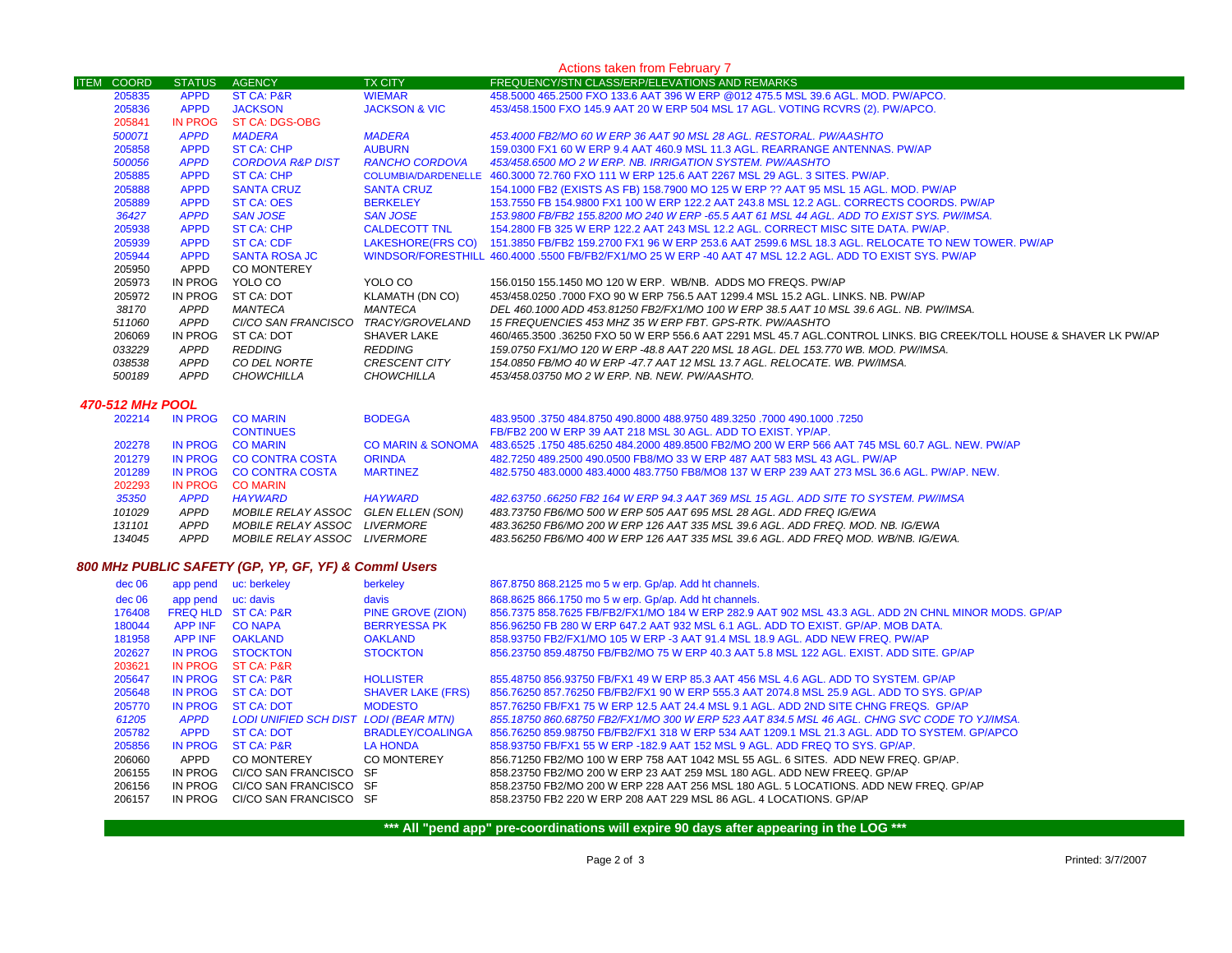Actions taken from February 7

| ITEM | COORD | STATUS | AGENCY | TX CITY | FREQUENCY/STN CLASS/ERP/ELEVATIONS AND REMARKS |
|---|---|---|---|---|---|
| | 205835 | APPD | ST CA: P&R | WIEMAR | 458.5000 465.2500 FXO 133.6 AAT 396 W ERP @012 475.5 MSL 39.6 AGL. MOD. PW/APCO. |
| | 205836 | APPD | JACKSON | JACKSON & VIC | 453/458.1500 FXO 145.9 AAT 20 W ERP 504 MSL 17 AGL. VOTING RCVRS (2). PW/APCO. |
| | 205841 | IN PROG | ST CA: DGS-OBG | | |
| | *500071* | *APPD* | *MADERA* | *MADERA* | *453.4000 FB2/MO 60 W ERP 36 AAT 90 MSL 28 AGL. RESTORAL. PW/AASHTO* |
| | 205858 | APPD | ST CA: CHP | AUBURN | 159.0300 FX1 60 W ERP 9.4 AAT 460.9 MSL 11.3 AGL. REARRANGE ANTENNAS. PW/AP |
| | *500056* | *APPD* | *CORDOVA R&P DIST* | *RANCHO CORDOVA* | *453/458.6500 MO 2 W ERP. NB. IRRIGATION SYSTEM. PW/AASHTO* |
| | 205885 | APPD | ST CA: CHP | COLUMBIA/DARDENELLE | 460.3000 72.760 FXO 111 W ERP 125.6 AAT 2267 MSL 29 AGL. 3 SITES. PW/AP. |
| | 205888 | APPD | SANTA CRUZ | SANTA CRUZ | 154.1000 FB2 (EXISTS AS FB) 158.7900 MO 125 W ERP ?? AAT 95 MSL 15 AGL. MOD. PW/AP |
| | 205889 | APPD | ST CA: OES | BERKELEY | 153.7550 FB 154.9800 FX1 100 W ERP 122.2 AAT 243.8 MSL 12.2 AGL. CORRECTS COORDS. PW/AP |
| | *36427* | *APPD* | *SAN JOSE* | *SAN JOSE* | *153.9800 FB/FB2 155.8200 MO 240 W ERP -65.5 AAT 61 MSL 44 AGL. ADD TO EXIST SYS. PW/IMSA.* |
| | 205938 | APPD | ST CA: CHP | CALDECOTT TNL | 154.2800 FB 325 W ERP 122.2 AAT 243 MSL 12.2 AGL. CORRECT MISC SITE DATA. PW/AP. |
| | 205939 | APPD | ST CA: CDF | LAKESHORE(FRS CO) | 151.3850 FB/FB2 159.2700 FX1 96 W ERP 253.6 AAT 2599.6 MSL 18.3 AGL. RELOCATE TO NEW TOWER. PW/AP |
| | 205944 | APPD | SANTA ROSA JC | WINDSOR/FORESTHILL | 460.4000 .5500 FB/FB2/FX1/MO 25 W ERP -40 AAT 47 MSL 12.2 AGL. ADD TO EXIST SYS. PW/AP |
| | 205950 | APPD | CO MONTEREY | | |
| | 205973 | IN PROG | YOLO CO | YOLO CO | 156.0150 155.1450 MO 120 W ERP. WB/NB. ADDS MO FREQS. PW/AP |
| | 205972 | IN PROG | ST CA: DOT | KLAMATH (DN CO) | 453/458.0250 .7000 FXO 90 W ERP 756.5 AAT 1299.4 MSL 15.2 AGL. LINKS. NB. PW/AP |
| | *38170* | *APPD* | *MANTECA* | *MANTECA* | *DEL 460.1000 ADD 453.81250 FB2/FX1/MO 100 W ERP 38.5 AAT 10 MSL 39.6 AGL. NB. PW/IMSA.* |
| | *511060* | *APPD* | *CI/CO SAN FRANCISCO* | *TRACY/GROVELAND* | *15 FREQUENCIES 453 MHZ 35 W ERP FBT. GPS-RTK. PW/AASHTO* |
| | 206069 | IN PROG | ST CA: DOT | SHAVER LAKE | 460/465.3500 .36250 FXO 50 W ERP 556.6 AAT 2291 MSL 45.7 AGL.CONTROL LINKS. BIG CREEK/TOLL HOUSE & SHAVER LK PW/AP |
| | *033229* | *APPD* | *REDDING* | *REDDING* | *159.0750 FX1/MO 120 W ERP -48.8 AAT 220 MSL 18 AGL. DEL 153.770 WB. MOD. PW/IMSA.* |
| | *038538* | *APPD* | *CO DEL NORTE* | *CRESCENT CITY* | *154.0850 FB/MO 40 W ERP -47.7 AAT 12 MSL 13.7 AGL. RELOCATE. WB. PW/IMSA.* |
| | *500189* | *APPD* | *CHOWCHILLA* | *CHOWCHILLA* | *453/458.03750 MO 2 W ERP. NB. NEW. PW/AASHTO.* |

## *470-512 MHz POOL*

| COORD | STATUS | AGENCY | TX CITY | FREQUENCY/STN CLASS/ERP/ELEVATIONS AND REMARKS |
|---|---|---|---|---|
| 202214 | IN PROG | CO MARIN | BODEGA | 483.9500 .3750 484.8750 490.8000 488.9750 489.3250 .7000 490.1000 .7250 |
| | | CONTINUES | | FB/FB2 200 W ERP 39 AAT 218 MSL 30 AGL. ADD TO EXIST. YP/AP. |
| 202278 | IN PROG | CO MARIN | CO MARIN & SONOMA | 483.6525 .1750 485.6250 484.2000 489.8500 FB2/MO 200 W ERP 566 AAT 745 MSL 60.7 AGL. NEW. PW/AP |
| 201279 | IN PROG | CO CONTRA COSTA | ORINDA | 482.7250 489.2500 490.0500 FB8/MO 33 W ERP 487 AAT 583 MSL 43 AGL. PW/AP |
| 201289 | IN PROG | CO CONTRA COSTA | MARTINEZ | 482.5750 483.0000 483.4000 483.7750 FB8/MO8 137 W ERP 239 AAT 273 MSL 36.6 AGL. PW/AP. NEW. |
| 202293 | IN PROG | CO MARIN | | |
| *35350* | *APPD* | *HAYWARD* | *HAYWARD* | *482.63750 .66250 FB2 164 W ERP 94.3 AAT 369 MSL 15 AGL. ADD SITE TO SYSTEM. PW/IMSA* |
| *101029* | *APPD* | *MOBILE RELAY ASSOC* | *GLEN ELLEN (SON)* | *483.73750 FB6/MO 500 W ERP 505 AAT 695 MSL 28 AGL. ADD FREQ IG/EWA* |
| *131101* | *APPD* | *MOBILE RELAY ASSOC* | *LIVERMORE* | *483.36250 FB6/MO 200 W ERP 126 AAT 335 MSL 39.6 AGL. ADD FREQ. MOD. NB. IG/EWA* |
| *134045* | *APPD* | *MOBILE RELAY ASSOC* | *LIVERMORE* | *483.56250 FB6/MO 400 W ERP 126 AAT 335 MSL 39.6 AGL. ADD FREQ MOD. WB/NB. IG/EWA.* |

## *800 MHz PUBLIC SAFETY (GP, YP, GF, YF) & Comml Users*

| COORD | STATUS | AGENCY | TX CITY | FREQUENCY/STN CLASS/ERP/ELEVATIONS AND REMARKS |
|---|---|---|---|---|
| dec 06 | app pend | uc: berkeley | berkeley | 867.8750 868.2125 mo 5 w erp. Gp/ap. Add ht channels. |
| dec 06 | app pend | uc: davis | davis | 868.8625 866.1750 mo 5 w erp. Gp/ap. Add ht channels. |
| 176408 | FREQ HLD | ST CA: P&R | PINE GROVE (ZION) | 856.7375 858.7625 FB/FB2/FX1/MO 184 W ERP 282.9 AAT 902 MSL 43.3 AGL. ADD 2N CHNL MINOR MODS. GP/AP |
| 180044 | APP INF | CO NAPA | BERRYESSA PK | 856.96250 FB 280 W ERP 647.2 AAT 932 MSL 6.1 AGL. ADD TO EXIST. GP/AP. MOB DATA. |
| 181958 | APP INF | OAKLAND | OAKLAND | 858.93750 FB2/FX1/MO 105 W ERP -3 AAT 91.4 MSL 18.9 AGL. ADD NEW FREQ. PW/AP |
| 202627 | IN PROG | STOCKTON | STOCKTON | 856.23750 859.48750 FB/FB2/MO 75 W ERP 40.3 AAT 5.8 MSL 122 AGL. EXIST. ADD SITE. GP/AP |
| 203621 | IN PROG | ST CA: P&R | | |
| 205647 | IN PROG | ST CA: P&R | HOLLISTER | 855.48750 856.93750 FB/FX1 49 W ERP 85.3 AAT 456 MSL 4.6 AGL. ADD TO SYSTEM. GP/AP |
| 205648 | IN PROG | ST CA: DOT | SHAVER LAKE (FRS) | 856.76250 857.76250 FB/FB2/FX1 90 W ERP 555.3 AAT 2074.8 MSL 25.9 AGL. ADD TO SYS. GP/AP |
| 205770 | IN PROG | ST CA: DOT | MODESTO | 857.76250 FB/FX1 75 W ERP 12.5 AAT 24.4 MSL 9.1 AGL. ADD 2ND SITE CHNG FREQS. GP/AP |
| *61205* | *APPD* | *LODI UNIFIED SCH DIST* | *LODI (BEAR MTN)* | *855.18750 860.68750 FB2/FX1/MO 300 W ERP 523 AAT 834.5 MSL 46 AGL. CHNG SVC CODE TO YJ/IMSA.* |
| 205782 | APPD | ST CA: DOT | BRADLEY/COALINGA | 856.76250 859.98750 FB/FB2/FX1 318 W ERP 534 AAT 1209.1 MSL 21.3 AGL. ADD TO SYSTEM. GP/APCO |
| 205856 | IN PROG | ST CA: P&R | LA HONDA | 858.93750 FB/FX1 55 W ERP -182.9 AAT 152 MSL 9 AGL. ADD FREQ TO SYS. GP/AP. |
| 206060 | APPD | CO MONTEREY | CO MONTEREY | 856.71250 FB2/MO 100 W ERP 758 AAT 1042 MSL 55 AGL. 6 SITES. ADD NEW FREQ. GP/AP. |
| 206155 | IN PROG | CI/CO SAN FRANCISCO | SF | 858.23750 FB2/MO 200 W ERP 23 AAT 259 MSL 180 AGL. ADD NEW FREEQ. GP/AP |
| 206156 | IN PROG | CI/CO SAN FRANCISCO | SF | 858.23750 FB2/MO 200 W ERP 228 AAT 256 MSL 180 AGL. 5 LOCATIONS. ADD NEW FREQ. GP/AP |
| 206157 | IN PROG | CI/CO SAN FRANCISCO | SF | 858.23750 FB2 220 W ERP 208 AAT 229 MSL 86 AGL. 4 LOCATIONS. GP/AP |

**\*\*\* All "pend app" pre-coordinations will expire 90 days after appearing in the LOG \*\*\***

Printed: 3/7/2007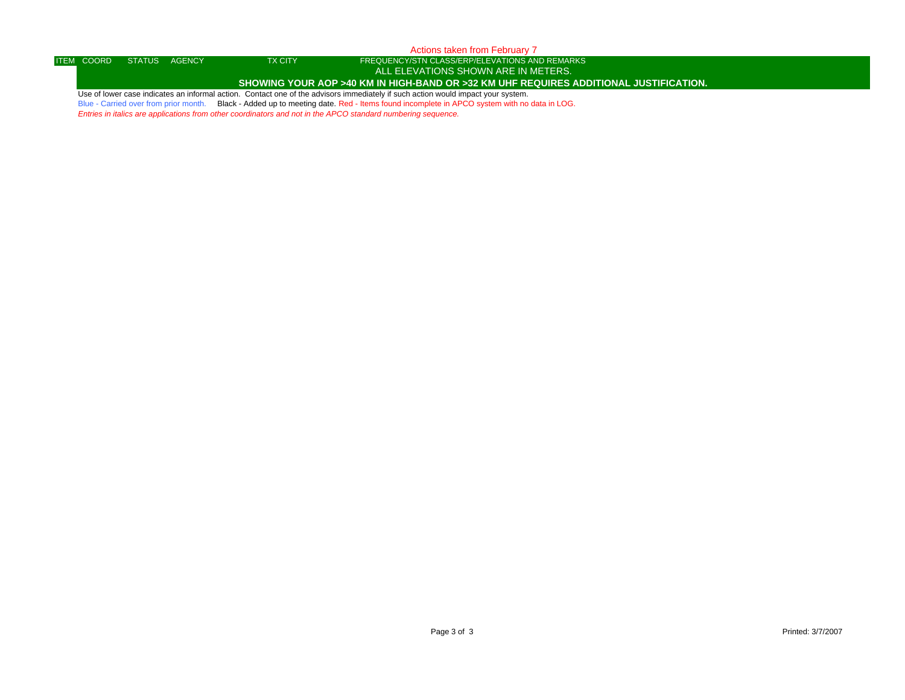Actions taken from February 7

| ITEM | COORD | STATUS | AGENCY | TX CITY | FREQUENCY/STN CLASS/ERP/ELEVATIONS AND REMARKS |
| --- | --- | --- | --- | --- | --- |

ALL ELEVATIONS SHOWN ARE IN METERS.

**SHOWING YOUR AOP >40 KM IN HIGH-BAND OR >32 KM UHF REQUIRES ADDITIONAL JUSTIFICATION.**

Use of lower case indicates an informal action. Contact one of the advisors immediately if such action would impact your system.

Blue - Carried over from prior month. Black - Added up to meeting date. Red - Items found incomplete in APCO system with no data in LOG.

*Entries in italics are applications from other coordinators and not in the APCO standard numbering sequence.*

Printed: 3/7/2007